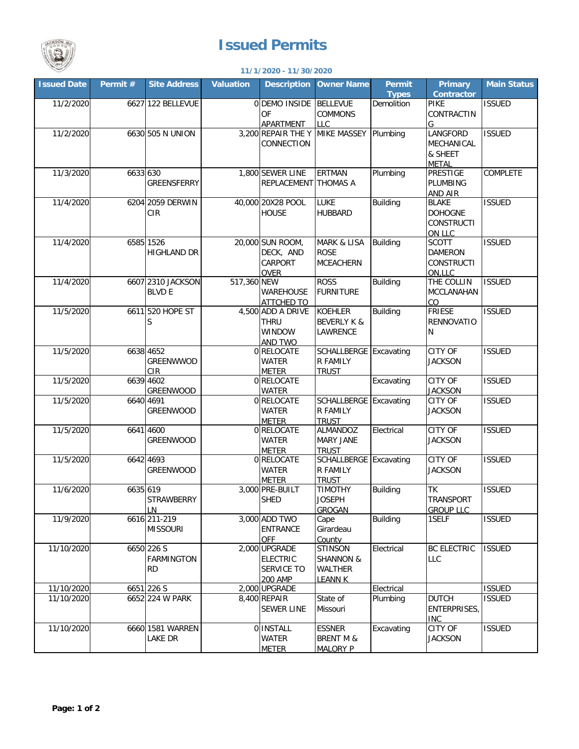# Issued Permits

**11/1/2020 - 11/30/2020**

| Issued Date | Permit # | Site Address | Valuation | Description | Owner Name | Permit Types | Primary Contractor | Main Status |
|---|---|---|---|---|---|---|---|---|
| 11/2/2020 | 6627 | 122 BELLEVUE | 0 | DEMO INSIDE OF APARTMENT | BELLEVUE COMMONS LLC | Demolition | PIKE CONTRACTING | ISSUED |
| 11/2/2020 | 6630 | 505 N UNION | 3,200 | REPAIR THE Y CONNECTION | MIKE MASSEY | Plumbing | LANGFORD MECHANICAL & SHEET METAL | ISSUED |
| 11/3/2020 | 6633 | 630 GREENSFERRY | 1,800 | SEWER LINE REPLACEMENT | ERTMAN THOMAS A | Plumbing | PRESTIGE PLUMBING AND AIR | COMPLETE |
| 11/4/2020 | 6204 | 2059 DERWIN CIR | 40,000 | 20X28 POOL HOUSE | LUKE HUBBARD | Building | BLAKE DOHOGNE CONSTRUCTION LLC | ISSUED |
| 11/4/2020 | 6585 | 1526 HIGHLAND DR | 20,000 | SUN ROOM, DECK, AND CARPORT OVER | MARK & LISA ROSE MCEACHERN | Building | SCOTT DAMERON CONSTRUCTION,LLC | ISSUED |
| 11/4/2020 | 6607 | 2310 JACKSON BLVD E | 517,360 | NEW WAREHOUSE ATTCHED TO | ROSS FURNITURE | Building | THE COLLIN MCCLANAHAN CO | ISSUED |
| 11/5/2020 | 6611 | 520 HOPE ST S | 4,500 | ADD A DRIVE THRU WINDOW AND TWO | KOEHLER BEVERLY K & LAWRENCE | Building | FRIESE RENNOVATION | ISSUED |
| 11/5/2020 | 6638 | 4652 GREENWWOD CIR | 0 | RELOCATE WATER METER | SCHALLBERGER FAMILY TRUST | Excavating | CITY OF JACKSON | ISSUED |
| 11/5/2020 | 6639 | 4602 GREENWOOD | 0 | RELOCATE WATER | | Excavating | CITY OF JACKSON | ISSUED |
| 11/5/2020 | 6640 | 4691 GREENWOOD | 0 | RELOCATE WATER METER | SCHALLBERGER FAMILY TRUST | Excavating | CITY OF JACKSON | ISSUED |
| 11/5/2020 | 6641 | 4600 GREENWOOD | 0 | RELOCATE WATER METER | ALMANDOZ MARY JANE TRUST | Electrical | CITY OF JACKSON | ISSUED |
| 11/5/2020 | 6642 | 4693 GREENWOOD | 0 | RELOCATE WATER METER | SCHALLBERGER FAMILY TRUST | Excavating | CITY OF JACKSON | ISSUED |
| 11/6/2020 | 6635 | 619 STRAWBERRY LN | 3,000 | PRE-BUILT SHED | TIMOTHY JOSEPH GROGAN | Building | TK TRANSPORT GROUP LLC | ISSUED |
| 11/9/2020 | 6616 | 211-219 MISSOURI | 3,000 | ADD TWO ENTRANCE OFF | Cape Girardeau County | Building | 1SELF | ISSUED |
| 11/10/2020 | 6650 | 226 S FARMINGTON RD | 2,000 | UPGRADE ELECTRIC SERVICE TO 200 AMP | STINSON SHANNON & WALTHER LEANN K | Electrical | BC ELECTRIC LLC | ISSUED |
| 11/10/2020 | 6651 | 226 S | 2,000 | UPGRADE | | Electrical | | ISSUED |
| 11/10/2020 | 6652 | 224 W PARK | 8,400 | REPAIR SEWER LINE | State of Missouri | Plumbing | DUTCH ENTERPRISES, INC | ISSUED |
| 11/10/2020 | 6660 | 1581 WARREN LAKE DR | 0 | INSTALL WATER METER | ESSNER BRENT M & MALORY P | Excavating | CITY OF JACKSON | ISSUED |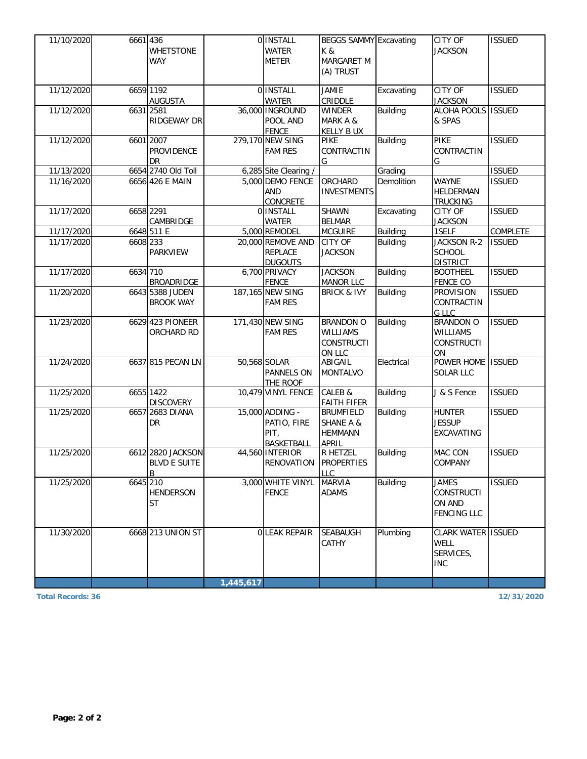| | | | | | | | | |
|---|---|---|---|---|---|---|---|---|
| 11/10/2020 | 6661 | 436 WHETSTONE WAY | 0 | INSTALL WATER METER | BEGGS SAMMY K & MARGARET M (A) TRUST | Excavating | CITY OF JACKSON | ISSUED |
| 11/12/2020 | 6659 | 1192 AUGUSTA | 0 | INSTALL WATER | JAMIE CRIDDLE | Excavating | CITY OF JACKSON | ISSUED |
| 11/12/2020 | 6631 | 2581 RIDGEWAY DR | 36,000 | INGROUND POOL AND FENCE | WINDER MARK A & KELLY B UX | Building | ALOHA POOLS & SPAS | ISSUED |
| 11/12/2020 | 6601 | 2007 PROVIDENCE DR | 279,170 | NEW SING FAM RES | PIKE CONTRACTIN G | Building | PIKE CONTRACTIN G | ISSUED |
| 11/13/2020 | 6654 | 2740 Old Toll | 6,285 | Site Clearing / | | Grading | | ISSUED |
| 11/16/2020 | 6656 | 426 E MAIN | 5,000 | DEMO FENCE AND CONCRETE | ORCHARD INVESTMENTS | Demolition | WAYNE HELDERMAN TRUCKING | ISSUED |
| 11/17/2020 | 6658 | 2291 CAMBRIDGE | 0 | INSTALL WATER | SHAWN BELMAR | Excavating | CITY OF JACKSON | ISSUED |
| 11/17/2020 | 6648 | 511 E | 5,000 | REMODEL | MCGUIRE | Building | 1SELF | COMPLETE |
| 11/17/2020 | 6608 | 233 PARKVIEW | 20,000 | REMOVE AND REPLACE DUGOUTS | CITY OF JACKSON | Building | JACKSON R-2 SCHOOL DISTRICT | ISSUED |
| 11/17/2020 | 6634 | 710 BROADRIDGE | 6,700 | PRIVACY FENCE | JACKSON MANOR LLC | Building | BOOTHEEL FENCE CO | ISSUED |
| 11/20/2020 | 6643 | 5388 JUDEN BROOK WAY | 187,165 | NEW SING FAM RES | BRICK & IVY | Building | PROVISION CONTRACTIN G LLC | ISSUED |
| 11/23/2020 | 6629 | 423 PIONEER ORCHARD RD | 171,430 | NEW SING FAM RES | BRANDON O WILLIAMS CONSTRUCTI ON LLC | Building | BRANDON O WILLIAMS CONSTRUCTI ON | ISSUED |
| 11/24/2020 | 6637 | 815 PECAN LN | 50,568 | SOLAR PANNELS ON THE ROOF | ABIGAIL MONTALVO | Electrical | POWER HOME SOLAR LLC | ISSUED |
| 11/25/2020 | 6655 | 1422 DISCOVERY | 10,479 | VINYL FENCE | CALEB & FAITH FIFER | Building | J & S Fence | ISSUED |
| 11/25/2020 | 6657 | 2683 DIANA DR | 15,000 | ADDING - PATIO, FIRE PIT, BASKETBALL | BRUMFIELD SHANE A & HEMMANN APRIL | Building | HUNTER JESSUP EXCAVATING | ISSUED |
| 11/25/2020 | 6612 | 2820 JACKSON BLVD E SUITE B | 44,560 | INTERIOR RENOVATION | R HETZEL PROPERTIES LLC | Building | MAC CON COMPANY | ISSUED |
| 11/25/2020 | 6645 | 210 HENDERSON ST | 3,000 | WHITE VINYL FENCE | MARVIA ADAMS | Building | JAMES CONSTRUCTI ON AND FENCING LLC | ISSUED |
| 11/30/2020 | 6668 | 213 UNION ST | 0 | LEAK REPAIR | SEABAUGH CATHY | Plumbing | CLARK WATER WELL SERVICES, INC | ISSUED |
| | | | 1,445,617 | | | | | |

**Total Records: 36**

**12/31/2020**